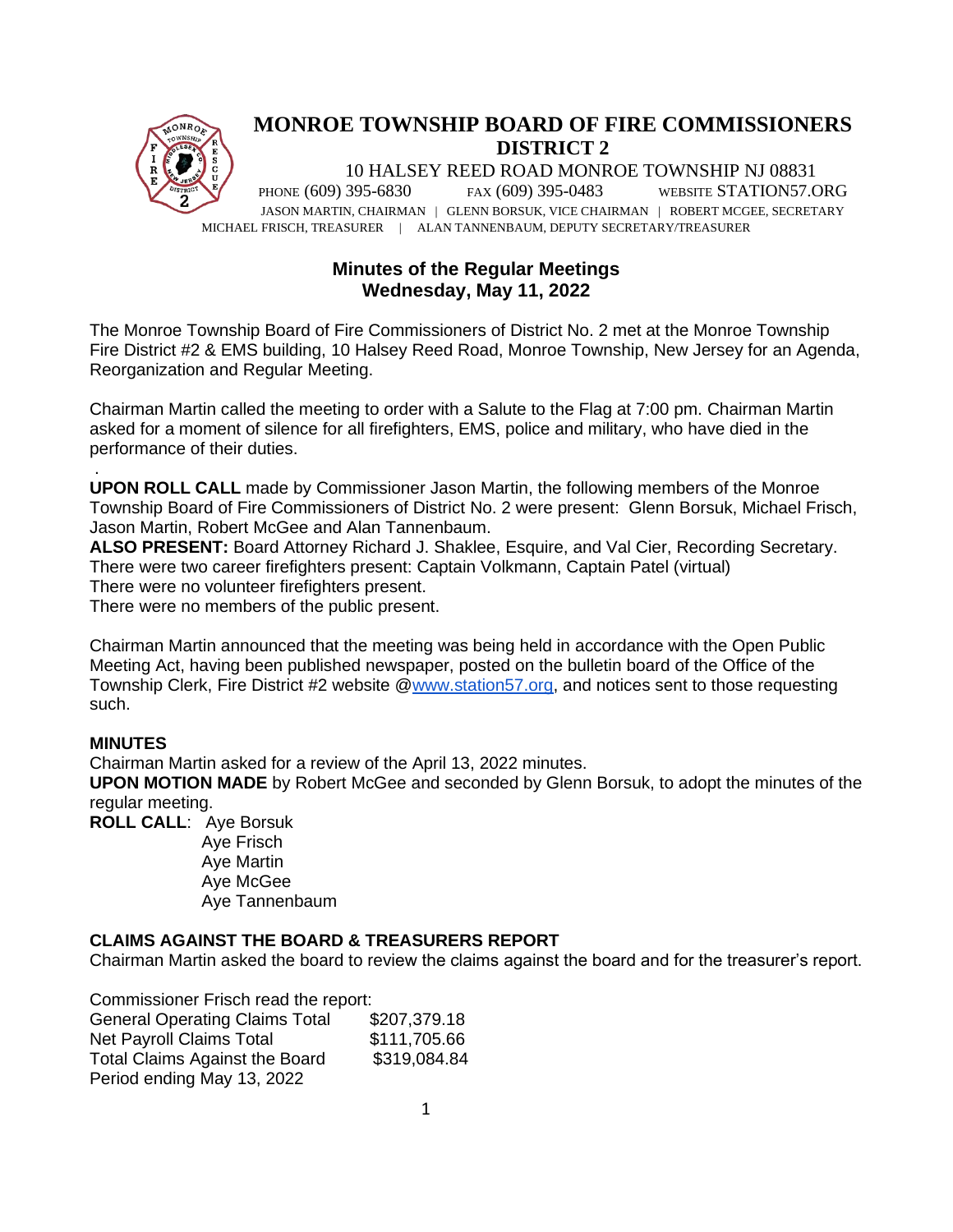# MONROE TOWNSHIP BOARD OF FIRE COMMISSIONERS
## DISTRICT 2

10 HALSEY REED ROAD MONROE TOWNSHIP NJ 08831

PHONE (609) 395-6830 FAX (609) 395-0483 WEBSITE STATION57.ORG

JASON MARTIN, CHAIRMAN | GLENN BORSUK, VICE CHAIRMAN | ROBERT MCGEE, SECRETARY
MICHAEL FRISCH, TREASURER | ALAN TANNENBAUM, DEPUTY SECRETARY/TREASURER

## Minutes of the Regular Meetings
## Wednesday, May 11, 2022

The Monroe Township Board of Fire Commissioners of District No. 2 met at the Monroe Township Fire District #2 & EMS building, 10 Halsey Reed Road, Monroe Township, New Jersey for an Agenda, Reorganization and Regular Meeting.

Chairman Martin called the meeting to order with a Salute to the Flag at 7:00 pm. Chairman Martin asked for a moment of silence for all firefighters, EMS, police and military, who have died in the performance of their duties.

.

**UPON ROLL CALL** made by Commissioner Jason Martin, the following members of the Monroe Township Board of Fire Commissioners of District No. 2 were present: Glenn Borsuk, Michael Frisch, Jason Martin, Robert McGee and Alan Tannenbaum.

**ALSO PRESENT:** Board Attorney Richard J. Shaklee, Esquire, and Val Cier, Recording Secretary.

There were two career firefighters present: Captain Volkmann, Captain Patel (virtual)

There were no volunteer firefighters present.

There were no members of the public present.

Chairman Martin announced that the meeting was being held in accordance with the Open Public Meeting Act, having been published newspaper, posted on the bulletin board of the Office of the Township Clerk, Fire District #2 website @www.station57.org, and notices sent to those requesting such.

**MINUTES**

Chairman Martin asked for a review of the April 13, 2022 minutes.

**UPON MOTION MADE** by Robert McGee and seconded by Glenn Borsuk, to adopt the minutes of the regular meeting.

**ROLL CALL**: Aye Borsuk
Aye Frisch
Aye Martin
Aye McGee
Aye Tannenbaum

**CLAIMS AGAINST THE BOARD & TREASURERS REPORT**

Chairman Martin asked the board to review the claims against the board and for the treasurer's report.

Commissioner Frisch read the report:

| | |
|---|---|
| General Operating Claims Total | $207,379.18 |
| Net Payroll Claims Total | $111,705.66 |
| Total Claims Against the Board | $319,084.84 |

Period ending May 13, 2022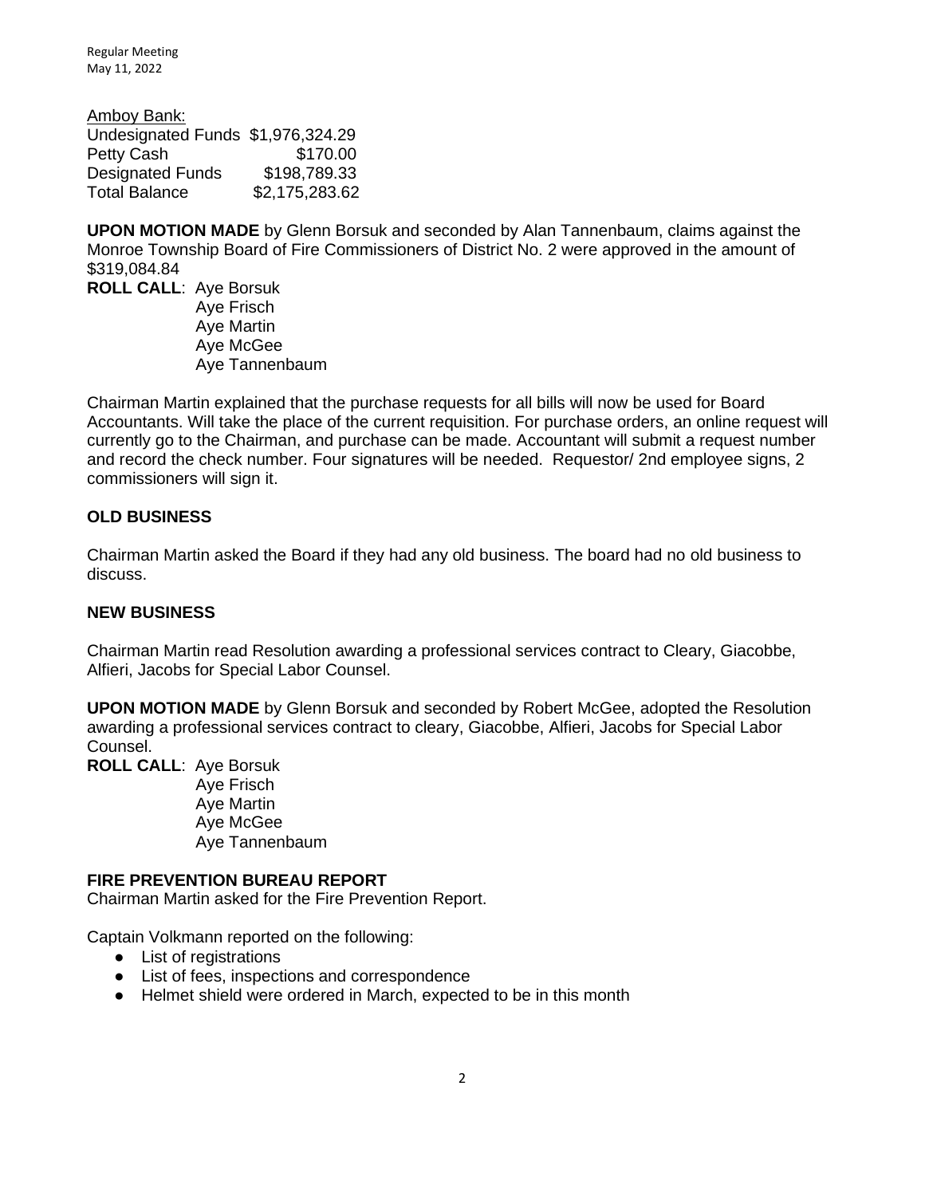Amboy Bank:

| | |
|---|---|
| Undesignated Funds | $1,976,324.29 |
| Petty Cash | $170.00 |
| Designated Funds | $198,789.33 |
| Total Balance | $2,175,283.62 |

**UPON MOTION MADE** by Glenn Borsuk and seconded by Alan Tannenbaum, claims against the Monroe Township Board of Fire Commissioners of District No. 2 were approved in the amount of $319,084.84

**ROLL CALL**: Aye Borsuk
Aye Frisch
Aye Martin
Aye McGee
Aye Tannenbaum

Chairman Martin explained that the purchase requests for all bills will now be used for Board Accountants. Will take the place of the current requisition. For purchase orders, an online request will currently go to the Chairman, and purchase can be made. Accountant will submit a request number and record the check number. Four signatures will be needed. Requestor/ 2nd employee signs, 2 commissioners will sign it.

## OLD BUSINESS

Chairman Martin asked the Board if they had any old business. The board had no old business to discuss.

## NEW BUSINESS

Chairman Martin read Resolution awarding a professional services contract to Cleary, Giacobbe, Alfieri, Jacobs for Special Labor Counsel.

**UPON MOTION MADE** by Glenn Borsuk and seconded by Robert McGee, adopted the Resolution awarding a professional services contract to cleary, Giacobbe, Alfieri, Jacobs for Special Labor Counsel.

**ROLL CALL**: Aye Borsuk
Aye Frisch
Aye Martin
Aye McGee
Aye Tannenbaum

## FIRE PREVENTION BUREAU REPORT

Chairman Martin asked for the Fire Prevention Report.

Captain Volkmann reported on the following:

- List of registrations
- List of fees, inspections and correspondence
- Helmet shield were ordered in March, expected to be in this month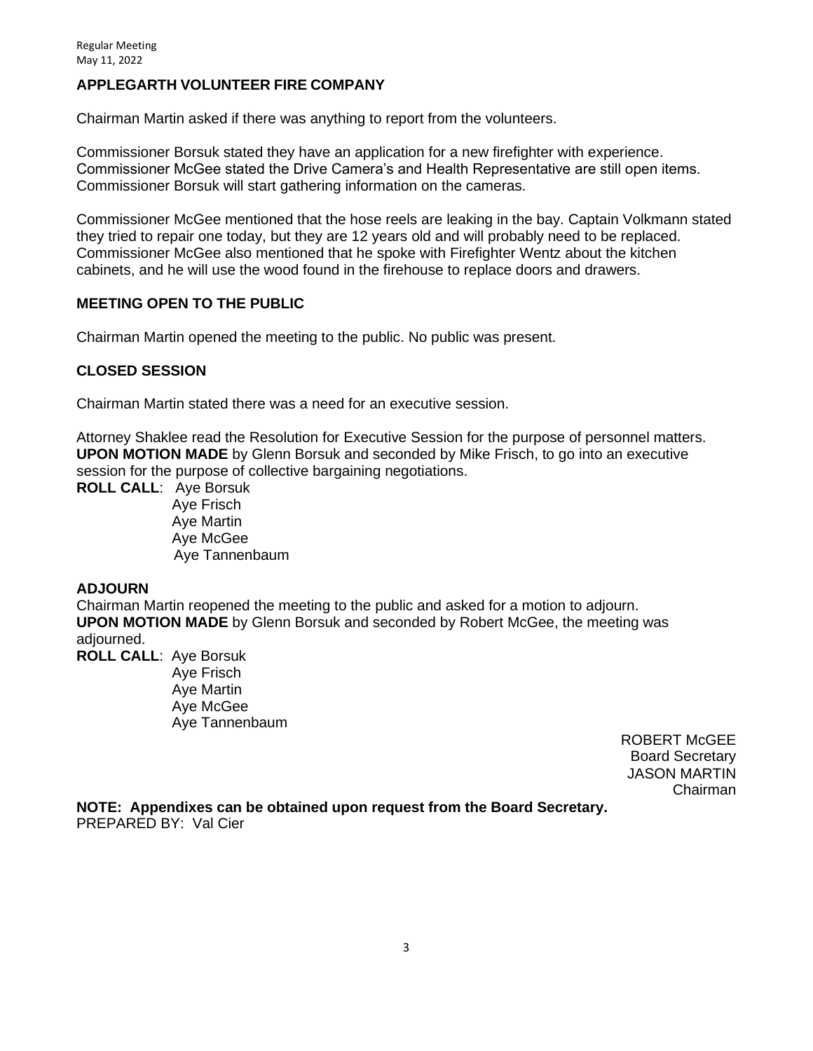## APPLEGARTH VOLUNTEER FIRE COMPANY

Chairman Martin asked if there was anything to report from the volunteers.

Commissioner Borsuk stated they have an application for a new firefighter with experience. Commissioner McGee stated the Drive Camera's and Health Representative are still open items. Commissioner Borsuk will start gathering information on the cameras.

Commissioner McGee mentioned that the hose reels are leaking in the bay. Captain Volkmann stated they tried to repair one today, but they are 12 years old and will probably need to be replaced. Commissioner McGee also mentioned that he spoke with Firefighter Wentz about the kitchen cabinets, and he will use the wood found in the firehouse to replace doors and drawers.

## MEETING OPEN TO THE PUBLIC

Chairman Martin opened the meeting to the public. No public was present.

## CLOSED SESSION

Chairman Martin stated there was a need for an executive session.

Attorney Shaklee read the Resolution for Executive Session for the purpose of personnel matters. **UPON MOTION MADE** by Glenn Borsuk and seconded by Mike Frisch, to go into an executive session for the purpose of collective bargaining negotiations.

**ROLL CALL**: Aye Borsuk
Aye Frisch
Aye Martin
Aye McGee
Aye Tannenbaum

## ADJOURN

Chairman Martin reopened the meeting to the public and asked for a motion to adjourn. **UPON MOTION MADE** by Glenn Borsuk and seconded by Robert McGee, the meeting was adjourned.

**ROLL CALL**: Aye Borsuk
Aye Frisch
Aye Martin
Aye McGee
Aye Tannenbaum

ROBERT McGEE
Board Secretary
JASON MARTIN
Chairman

**NOTE: Appendixes can be obtained upon request from the Board Secretary.**
PREPARED BY: Val Cier